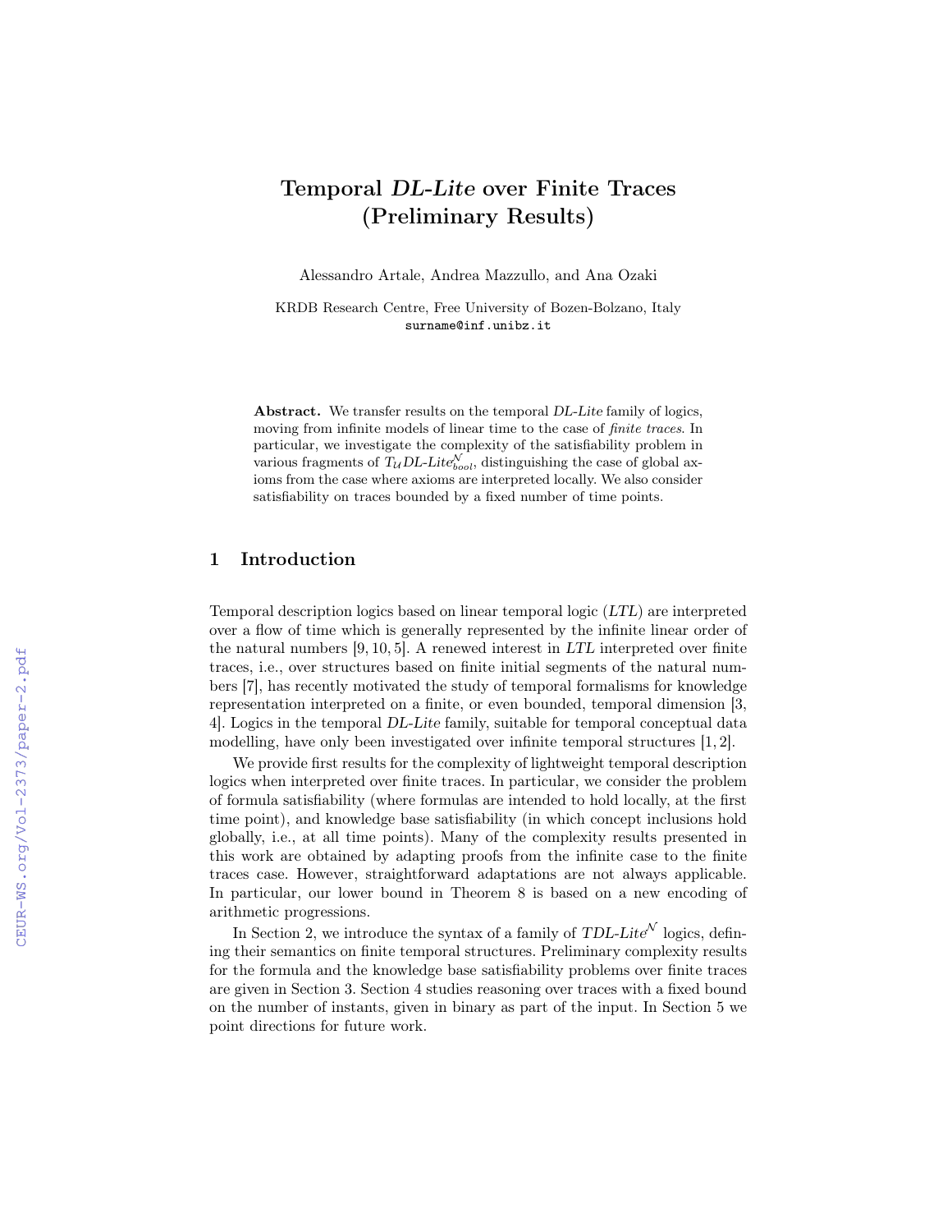# Temporal *DL-Lite* over Finite Traces (Preliminary Results)

Alessandro Artale, Andrea Mazzullo, and Ana Ozaki

KRDB Research Centre, Free University of Bozen-Bolzano, Italy
`surname@inf.unibz.it`

**Abstract.** We transfer results on the temporal *DL-Lite* family of logics, moving from infinite models of linear time to the case of *finite traces*. In particular, we investigate the complexity of the satisfiability problem in various fragments of $T_{\mathcal{U}}$*DL-Lite*$^{\mathcal{N}}_{bool}$, distinguishing the case of global axioms from the case where axioms are interpreted locally. We also consider satisfiability on traces bounded by a fixed number of time points.

## 1 Introduction

Temporal description logics based on linear temporal logic (*LTL*) are interpreted over a flow of time which is generally represented by the infinite linear order of the natural numbers [9, 10, 5]. A renewed interest in *LTL* interpreted over finite traces, i.e., over structures based on finite initial segments of the natural numbers [7], has recently motivated the study of temporal formalisms for knowledge representation interpreted on a finite, or even bounded, temporal dimension [3, 4]. Logics in the temporal *DL-Lite* family, suitable for temporal conceptual data modelling, have only been investigated over infinite temporal structures [1, 2].

We provide first results for the complexity of lightweight temporal description logics when interpreted over finite traces. In particular, we consider the problem of formula satisfiability (where formulas are intended to hold locally, at the first time point), and knowledge base satisfiability (in which concept inclusions hold globally, i.e., at all time points). Many of the complexity results presented in this work are obtained by adapting proofs from the infinite case to the finite traces case. However, straightforward adaptations are not always applicable. In particular, our lower bound in Theorem 8 is based on a new encoding of arithmetic progressions.

In Section 2, we introduce the syntax of a family of *TDL-Lite*$^{\mathcal{N}}$ logics, defining their semantics on finite temporal structures. Preliminary complexity results for the formula and the knowledge base satisfiability problems over finite traces are given in Section 3. Section 4 studies reasoning over traces with a fixed bound on the number of instants, given in binary as part of the input. In Section 5 we point directions for future work.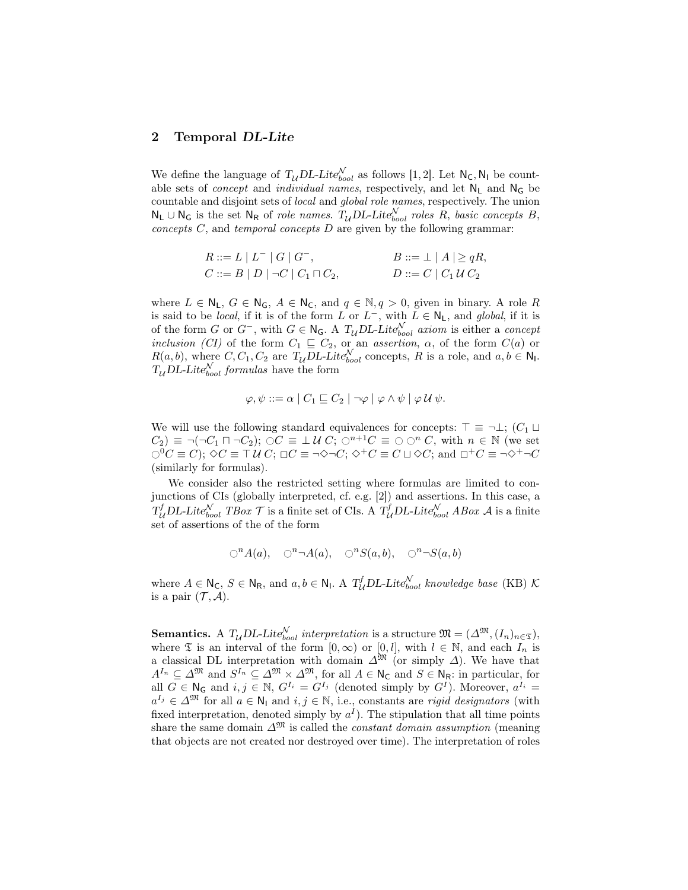## 2 Temporal *DL-Lite*

We define the language of $T_{\mathcal{U}}DL\text{-}Lite^{\mathcal{N}}_{bool}$ as follows [1,2]. Let $\mathsf{N_C}, \mathsf{N_I}$ be countable sets of *concept* and *individual names*, respectively, and let $\mathsf{N_L}$ and $\mathsf{N_G}$ be countable and disjoint sets of *local* and *global role names*, respectively. The union $\mathsf{N_L} \cup \mathsf{N_G}$ is the set $\mathsf{N_R}$ of *role names*. $T_{\mathcal{U}}DL\text{-}Lite^{\mathcal{N}}_{bool}$ *roles* $R$, *basic concepts* $B$, *concepts* $C$, and *temporal concepts* $D$ are given by the following grammar:

$$R ::= L \mid L^- \mid G \mid G^-, \qquad\qquad B ::= \bot \mid A \mid \geq qR,$$
$$C ::= B \mid D \mid \neg C \mid C_1 \sqcap C_2, \qquad\qquad D ::= C \mid C_1 \,\mathcal{U}\, C_2$$

where $L \in \mathsf{N_L}$, $G \in \mathsf{N_G}$, $A \in \mathsf{N_C}$, and $q \in \mathbb{N}, q > 0$, given in binary. A role $R$ is said to be *local*, if it is of the form $L$ or $L^-$, with $L \in \mathsf{N_L}$, and *global*, if it is of the form $G$ or $G^-$, with $G \in \mathsf{N_G}$. A $T_{\mathcal{U}}DL\text{-}Lite^{\mathcal{N}}_{bool}$ *axiom* is either a *concept inclusion (CI)* of the form $C_1 \sqsubseteq C_2$, or an *assertion*, $\alpha$, of the form $C(a)$ or $R(a, b)$, where $C, C_1, C_2$ are $T_{\mathcal{U}}DL\text{-}Lite^{\mathcal{N}}_{bool}$ concepts, $R$ is a role, and $a, b \in \mathsf{N_I}$. $T_{\mathcal{U}}DL\text{-}Lite^{\mathcal{N}}_{bool}$ *formulas* have the form

$$\varphi, \psi ::= \alpha \mid C_1 \sqsubseteq C_2 \mid \neg\varphi \mid \varphi \wedge \psi \mid \varphi \,\mathcal{U}\, \psi.$$

We will use the following standard equivalences for concepts: $\top \equiv \neg\bot$; $(C_1 \sqcup C_2) \equiv \neg(\neg C_1 \sqcap \neg C_2)$; $\bigcirc C \equiv \bot \,\mathcal{U}\, C$; $\bigcirc^{n+1} C \equiv \bigcirc \bigcirc^n C$, with $n \in \mathbb{N}$ (we set $\bigcirc^0 C \equiv C$); $\Diamond C \equiv \top \,\mathcal{U}\, C$; $\Box C \equiv \neg\Diamond\neg C$; $\Diamond^+ C \equiv C \sqcup \Diamond C$; and $\Box^+ C \equiv \neg\Diamond^+\neg C$ (similarly for formulas).

We consider also the restricted setting where formulas are limited to conjunctions of CIs (globally interpreted, cf. e.g. [2]) and assertions. In this case, a $T^f_{\mathcal{U}}DL\text{-}Lite^{\mathcal{N}}_{bool}$ *TBox* $\mathcal{T}$ is a finite set of CIs. A $T^f_{\mathcal{U}}DL\text{-}Lite^{\mathcal{N}}_{bool}$ *ABox* $\mathcal{A}$ is a finite set of assertions of the of the form

$$\bigcirc^n A(a), \quad \bigcirc^n \neg A(a), \quad \bigcirc^n S(a, b), \quad \bigcirc^n \neg S(a, b)$$

where $A \in \mathsf{N_C}$, $S \in \mathsf{N_R}$, and $a, b \in \mathsf{N_I}$. A $T^f_{\mathcal{U}}DL\text{-}Lite^{\mathcal{N}}_{bool}$ *knowledge base* (KB) $\mathcal{K}$ is a pair $(\mathcal{T}, \mathcal{A})$.

**Semantics.** A $T_{\mathcal{U}}DL\text{-}Lite^{\mathcal{N}}_{bool}$ *interpretation* is a structure $\mathfrak{M} = (\Delta^{\mathfrak{M}}, (I_n)_{n \in \mathfrak{T}})$, where $\mathfrak{T}$ is an interval of the form $[0, \infty)$ or $[0, l]$, with $l \in \mathbb{N}$, and each $I_n$ is a classical DL interpretation with domain $\Delta^{\mathfrak{M}}$ (or simply $\Delta$). We have that $A^{I_n} \subseteq \Delta^{\mathfrak{M}}$ and $S^{I_n} \subseteq \Delta^{\mathfrak{M}} \times \Delta^{\mathfrak{M}}$, for all $A \in \mathsf{N_C}$ and $S \in \mathsf{N_R}$: in particular, for all $G \in \mathsf{N_G}$ and $i, j \in \mathbb{N}$, $G^{I_i} = G^{I_j}$ (denoted simply by $G^I$). Moreover, $a^{I_i} = a^{I_j} \in \Delta^{\mathfrak{M}}$ for all $a \in \mathsf{N_I}$ and $i, j \in \mathbb{N}$, i.e., constants are *rigid designators* (with fixed interpretation, denoted simply by $a^I$). The stipulation that all time points share the same domain $\Delta^{\mathfrak{M}}$ is called the *constant domain assumption* (meaning that objects are not created nor destroyed over time). The interpretation of roles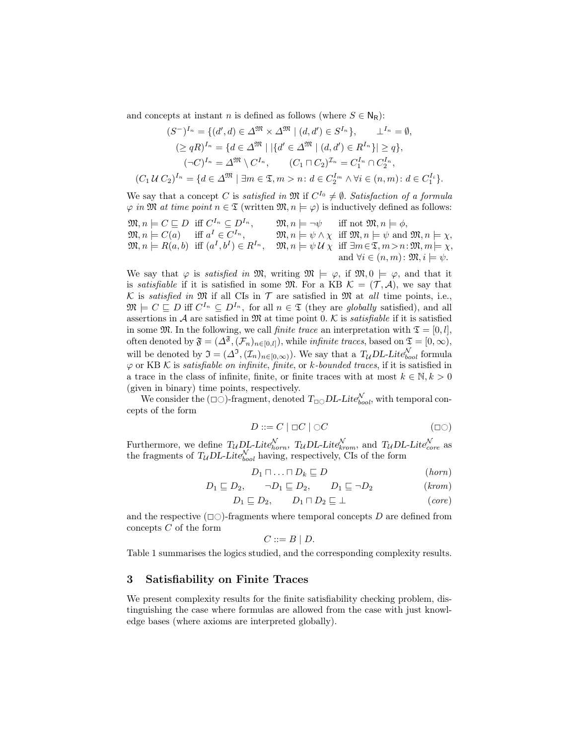and concepts at instant $n$ is defined as follows (where $S \in \mathsf{N_R}$):

$$(S^-)^{I_n} = \{(d', d) \in \Delta^{\mathfrak{M}} \times \Delta^{\mathfrak{M}} \mid (d, d') \in S^{I_n}\}, \qquad \bot^{I_n} = \emptyset,$$

$$(\geq qR)^{I_n} = \{d \in \Delta^{\mathfrak{M}} \mid |\{d' \in \Delta^{\mathfrak{M}} \mid (d, d') \in R^{I_n}\}| \geq q\},$$

$$(\neg C)^{I_n} = \Delta^{\mathfrak{M}} \setminus C^{I_n}, \qquad (C_1 \sqcap C_2)^{\mathcal{I}_n} = C_1^{I_n} \cap C_2^{I_n},$$

$$(C_1 \,\mathcal{U}\, C_2)^{I_n} = \{d \in \Delta^{\mathfrak{M}} \mid \exists m \in \mathfrak{T}, m > n \colon d \in C_2^{I_m} \wedge \forall i \in (n, m) \colon d \in C_1^{I_i}\}.$$

We say that a concept $C$ is *satisfied in* $\mathfrak{M}$ if $C^{I_0} \neq \emptyset$. *Satisfaction of a formula* $\varphi$ *in* $\mathfrak{M}$ *at time point* $n \in \mathfrak{T}$ (written $\mathfrak{M}, n \models \varphi$) is inductively defined as follows:

| | | | |
|---|---|---|---|
| $\mathfrak{M}, n \models C \sqsubseteq D$ | iff $C^{I_n} \subseteq D^{I_n}$, | $\mathfrak{M}, n \models \neg\psi$ | iff not $\mathfrak{M}, n \models \phi$, |
| $\mathfrak{M}, n \models C(a)$ | iff $a^I \in C^{I_n}$, | $\mathfrak{M}, n \models \psi \wedge \chi$ | iff $\mathfrak{M}, n \models \psi$ and $\mathfrak{M}, n \models \chi$, |
| $\mathfrak{M}, n \models R(a, b)$ | iff $(a^I, b^I) \in R^{I_n}$, | $\mathfrak{M}, n \models \psi \,\mathcal{U}\, \chi$ | iff $\exists m \in \mathfrak{T}, m > n \colon \mathfrak{M}, m \models \chi$, and $\forall i \in (n, m) \colon \mathfrak{M}, i \models \psi$. |

We say that $\varphi$ is *satisfied in* $\mathfrak{M}$, writing $\mathfrak{M} \models \varphi$, if $\mathfrak{M}, 0 \models \varphi$, and that it is *satisfiable* if it is satisfied in some $\mathfrak{M}$. For a KB $\mathcal{K} = (\mathcal{T}, \mathcal{A})$, we say that $\mathcal{K}$ is *satisfied in* $\mathfrak{M}$ if all CIs in $\mathcal{T}$ are satisfied in $\mathfrak{M}$ at *all* time points, i.e., $\mathfrak{M} \models C \sqsubseteq D$ iff $C^{I_n} \subseteq D^{I_n}$, for all $n \in \mathfrak{T}$ (they are *globally* satisfied), and all assertions in $\mathcal{A}$ are satisfied in $\mathfrak{M}$ at time point 0. $\mathcal{K}$ is *satisfiable* if it is satisfied in some $\mathfrak{M}$. In the following, we call *finite trace* an interpretation with $\mathfrak{T} = [0, l]$, often denoted by $\mathfrak{F} = (\Delta^{\mathfrak{F}}, (\mathcal{F}_n)_{n \in [0,l]})$, while *infinite traces*, based on $\mathfrak{T} = [0, \infty)$, will be denoted by $\mathfrak{I} = (\Delta^{\mathfrak{I}}, (\mathcal{I}_n)_{n \in [0,\infty)})$. We say that a $T_{\mathcal{U}}DL\text{-}Lite^{\mathcal{N}}_{bool}$ formula $\varphi$ or KB $\mathcal{K}$ is *satisfiable on infinite*, *finite*, or *k-bounded traces*, if it is satisfied in a trace in the class of infinite, finite, or finite traces with at most $k \in \mathbb{N}, k > 0$ (given in binary) time points, respectively.

We consider the ($\Box\bigcirc$)-fragment, denoted $T_{\Box\bigcirc}DL\text{-}Lite^{\mathcal{N}}_{bool}$, with temporal concepts of the form

$$D ::= C \mid \Box C \mid \bigcirc C \qquad (\Box\bigcirc)$$

Furthermore, we define $T_{\mathcal{U}}DL\text{-}Lite^{\mathcal{N}}_{horn}$, $T_{\mathcal{U}}DL\text{-}Lite^{\mathcal{N}}_{krom}$, and $T_{\mathcal{U}}DL\text{-}Lite^{\mathcal{N}}_{core}$ as the fragments of $T_{\mathcal{U}}DL\text{-}Lite^{\mathcal{N}}_{bool}$ having, respectively, CIs of the form

$$D_1 \sqcap \ldots \sqcap D_k \sqsubseteq D \qquad (horn)$$

$$D_1 \sqsubseteq D_2, \qquad \neg D_1 \sqsubseteq D_2, \qquad D_1 \sqsubseteq \neg D_2 \qquad (krom)$$

$$D_1 \sqsubseteq D_2, \qquad D_1 \sqcap D_2 \sqsubseteq \bot \qquad (core)$$

and the respective ($\Box\bigcirc$)-fragments where temporal concepts $D$ are defined from concepts $C$ of the form

$$C ::= B \mid D.$$

Table 1 summarises the logics studied, and the corresponding complexity results.

## 3 Satisfiability on Finite Traces

We present complexity results for the finite satisfiability checking problem, distinguishing the case where formulas are allowed from the case with just knowledge bases (where axioms are interpreted globally).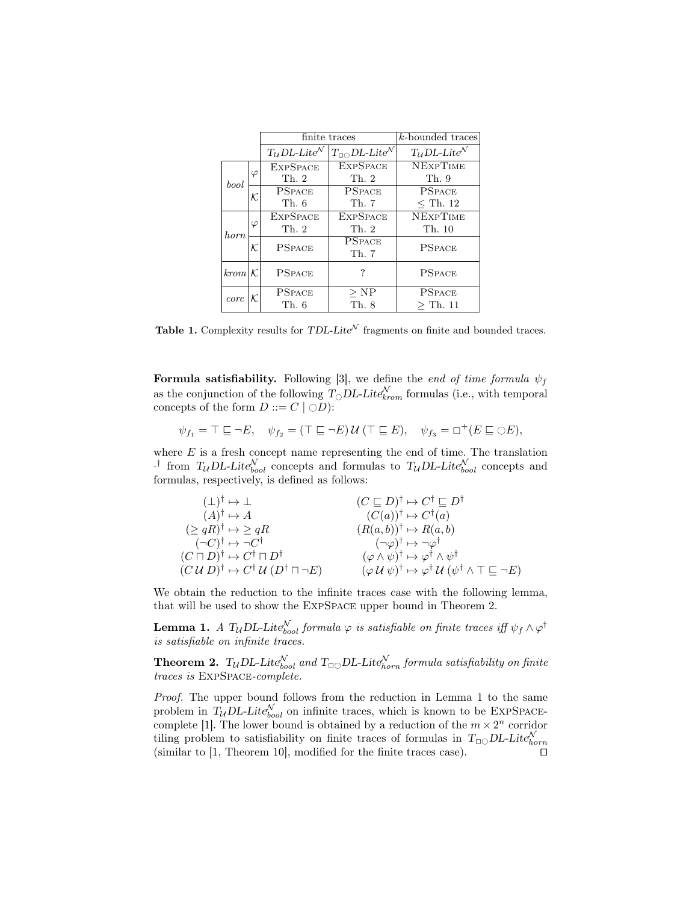| | | finite traces | | $k$-bounded traces |
|---|---|---|---|---|
| | | $T_{\mathcal{U}}DL\text{-}Lite^{\mathcal{N}}$ | $T_{\Box\bigcirc}DL\text{-}Lite^{\mathcal{N}}$ | $T_{\mathcal{U}}DL\text{-}Lite^{\mathcal{N}}$ |
| *bool* | $\varphi$ | ExpSpace Th. 2 | ExpSpace Th. 2 | NExpTime Th. 9 |
| | $\mathcal{K}$ | PSpace Th. 6 | PSpace Th. 7 | PSpace $\leq$ Th. 12 |
| *horn* | $\varphi$ | ExpSpace Th. 2 | ExpSpace Th. 2 | NExpTime Th. 10 |
| | $\mathcal{K}$ | PSpace | PSpace Th. 7 | PSpace |
| *krom* | $\mathcal{K}$ | PSpace | ? | PSpace |
| *core* | $\mathcal{K}$ | PSpace Th. 6 | $\geq$ NP Th. 8 | PSpace $\geq$ Th. 11 |

**Table 1.** Complexity results for $TDL\text{-}Lite^{\mathcal{N}}$ fragments on finite and bounded traces.

**Formula satisfiability.** Following [3], we define the *end of time formula* $\psi_f$ as the conjunction of the following $T_{\bigcirc}DL\text{-}Lite^{\mathcal{N}}_{krom}$ formulas (i.e., with temporal concepts of the form $D ::= C \mid \bigcirc D$):

$$\psi_{f_1} = \top \sqsubseteq \neg E, \quad \psi_{f_2} = (\top \sqsubseteq \neg E)\, \mathcal{U}\, (\top \sqsubseteq E), \quad \psi_{f_3} = \Box^{+}(E \sqsubseteq \bigcirc E),$$

where $E$ is a fresh concept name representing the end of time. The translation $\cdot^{\dagger}$ from $T_{\mathcal{U}}DL\text{-}Lite^{\mathcal{N}}_{bool}$ concepts and formulas to $T_{\mathcal{U}}DL\text{-}Lite^{\mathcal{N}}_{bool}$ concepts and formulas, respectively, is defined as follows:

$$
\begin{aligned}
(\bot)^{\dagger} &\mapsto \bot & (C \sqsubseteq D)^{\dagger} &\mapsto C^{\dagger} \sqsubseteq D^{\dagger} \\
(A)^{\dagger} &\mapsto A & (C(a))^{\dagger} &\mapsto C^{\dagger}(a) \\
(\geq qR)^{\dagger} &\mapsto \geq qR & (R(a,b))^{\dagger} &\mapsto R(a,b) \\
(\neg C)^{\dagger} &\mapsto \neg C^{\dagger} & (\neg\varphi)^{\dagger} &\mapsto \neg\varphi^{\dagger} \\
(C \sqcap D)^{\dagger} &\mapsto C^{\dagger} \sqcap D^{\dagger} & (\varphi \wedge \psi)^{\dagger} &\mapsto \varphi^{\dagger} \wedge \psi^{\dagger} \\
(C\, \mathcal{U}\, D)^{\dagger} &\mapsto C^{\dagger}\, \mathcal{U}\, (D^{\dagger} \sqcap \neg E) & (\varphi\, \mathcal{U}\, \psi)^{\dagger} &\mapsto \varphi^{\dagger}\, \mathcal{U}\, (\psi^{\dagger} \wedge \top \sqsubseteq \neg E)
\end{aligned}
$$

We obtain the reduction to the infinite traces case with the following lemma, that will be used to show the ExpSpace upper bound in Theorem 2.

**Lemma 1.** *A $T_{\mathcal{U}}DL\text{-}Lite^{\mathcal{N}}_{bool}$ formula $\varphi$ is satisfiable on finite traces iff $\psi_f \wedge \varphi^{\dagger}$ is satisfiable on infinite traces.*

**Theorem 2.** *$T_{\mathcal{U}}DL\text{-}Lite^{\mathcal{N}}_{bool}$ and $T_{\Box\bigcirc}DL\text{-}Lite^{\mathcal{N}}_{horn}$ formula satisfiability on finite traces is ExpSpace-complete.*

*Proof.* The upper bound follows from the reduction in Lemma 1 to the same problem in $T_{\mathcal{U}}DL\text{-}Lite^{\mathcal{N}}_{bool}$ on infinite traces, which is known to be ExpSpace-complete [1]. The lower bound is obtained by a reduction of the $m \times 2^n$ corridor tiling problem to satisfiability on finite traces of formulas in $T_{\Box\bigcirc}DL\text{-}Lite^{\mathcal{N}}_{horn}$ (similar to [1, Theorem 10], modified for the finite traces case). ◻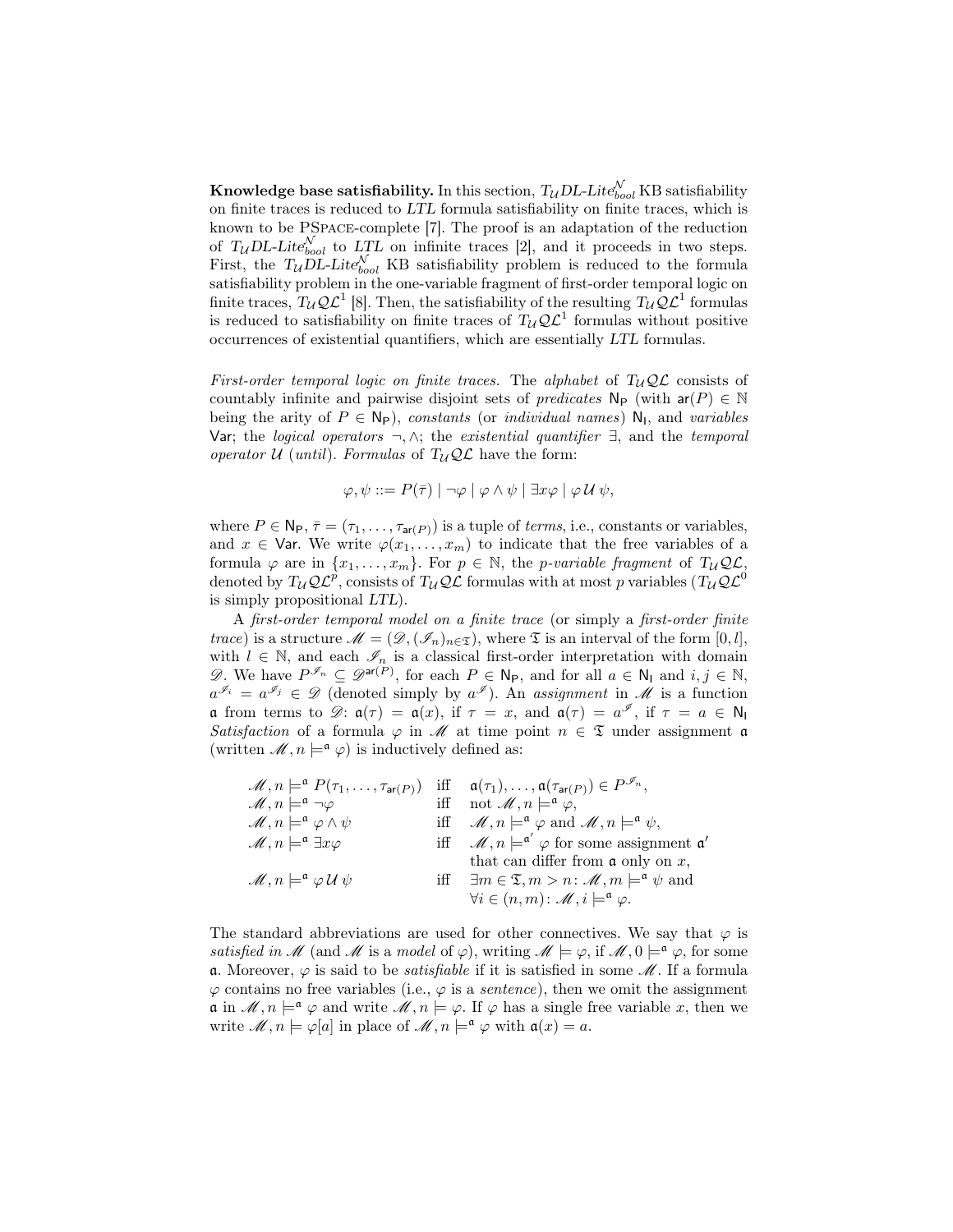**Knowledge base satisfiability.** In this section, $T_{\mathcal{U}}$*DL-Lite*$^{\mathcal{N}}_{bool}$ KB satisfiability on finite traces is reduced to *LTL* formula satisfiability on finite traces, which is known to be PSPACE-complete [7]. The proof is an adaptation of the reduction of $T_{\mathcal{U}}$*DL-Lite*$^{\mathcal{N}}_{bool}$ to *LTL* on infinite traces [2], and it proceeds in two steps. First, the $T_{\mathcal{U}}$*DL-Lite*$^{\mathcal{N}}_{bool}$ KB satisfiability problem is reduced to the formula satisfiability problem in the one-variable fragment of first-order temporal logic on finite traces, $T_{\mathcal{U}}\mathcal{QL}^1$ [8]. Then, the satisfiability of the resulting $T_{\mathcal{U}}\mathcal{QL}^1$ formulas is reduced to satisfiability on finite traces of $T_{\mathcal{U}}\mathcal{QL}^1$ formulas without positive occurrences of existential quantifiers, which are essentially *LTL* formulas.

*First-order temporal logic on finite traces.* The *alphabet* of $T_{\mathcal{U}}\mathcal{QL}$ consists of countably infinite and pairwise disjoint sets of *predicates* $\mathsf{N_P}$ (with $\mathsf{ar}(P) \in \mathbb{N}$ being the arity of $P \in \mathsf{N_P}$), *constants* (or *individual names*) $\mathsf{N_I}$, and *variables* $\mathsf{Var}$; the *logical operators* $\neg, \wedge$; the *existential quantifier* $\exists$, and the *temporal operator* $\mathcal{U}$ (*until*). *Formulas* of $T_{\mathcal{U}}\mathcal{QL}$ have the form:

$$\varphi, \psi ::= P(\bar{\tau}) \mid \neg\varphi \mid \varphi \wedge \psi \mid \exists x \varphi \mid \varphi \,\mathcal{U}\, \psi,$$

where $P \in \mathsf{N_P}$, $\bar{\tau} = (\tau_1, \ldots, \tau_{\mathsf{ar}(P)})$ is a tuple of *terms*, i.e., constants or variables, and $x \in \mathsf{Var}$. We write $\varphi(x_1, \ldots, x_m)$ to indicate that the free variables of a formula $\varphi$ are in $\{x_1, \ldots, x_m\}$. For $p \in \mathbb{N}$, the *p-variable fragment* of $T_{\mathcal{U}}\mathcal{QL}$, denoted by $T_{\mathcal{U}}\mathcal{QL}^p$, consists of $T_{\mathcal{U}}\mathcal{QL}$ formulas with at most $p$ variables ($T_{\mathcal{U}}\mathcal{QL}^0$ is simply propositional *LTL*).

A *first-order temporal model on a finite trace* (or simply a *first-order finite trace*) is a structure $\mathscr{M} = (\mathscr{D}, (\mathscr{I}_n)_{n \in \mathfrak{T}})$, where $\mathfrak{T}$ is an interval of the form $[0, l]$, with $l \in \mathbb{N}$, and each $\mathscr{I}_n$ is a classical first-order interpretation with domain $\mathscr{D}$. We have $P^{\mathscr{I}_n} \subseteq \mathscr{D}^{\mathsf{ar}(P)}$, for each $P \in \mathsf{N_P}$, and for all $a \in \mathsf{N_I}$ and $i, j \in \mathbb{N}$, $a^{\mathscr{I}_i} = a^{\mathscr{I}_j} \in \mathscr{D}$ (denoted simply by $a^{\mathscr{I}}$). An *assignment* in $\mathscr{M}$ is a function $\mathfrak{a}$ from terms to $\mathscr{D}$: $\mathfrak{a}(\tau) = \mathfrak{a}(x)$, if $\tau = x$, and $\mathfrak{a}(\tau) = a^{\mathscr{I}}$, if $\tau = a \in \mathsf{N_I}$. *Satisfaction* of a formula $\varphi$ in $\mathscr{M}$ at time point $n \in \mathfrak{T}$ under assignment $\mathfrak{a}$ (written $\mathscr{M}, n \models^{\mathfrak{a}} \varphi$) is inductively defined as:

$$
\begin{array}{lll}
\mathscr{M}, n \models^{\mathfrak{a}} P(\tau_1, \ldots, \tau_{\mathsf{ar}(P)}) & \text{iff} & \mathfrak{a}(\tau_1), \ldots, \mathfrak{a}(\tau_{\mathsf{ar}(P)}) \in P^{\mathscr{I}_n}, \\
\mathscr{M}, n \models^{\mathfrak{a}} \neg\varphi & \text{iff} & \text{not } \mathscr{M}, n \models^{\mathfrak{a}} \varphi, \\
\mathscr{M}, n \models^{\mathfrak{a}} \varphi \wedge \psi & \text{iff} & \mathscr{M}, n \models^{\mathfrak{a}} \varphi \text{ and } \mathscr{M}, n \models^{\mathfrak{a}} \psi, \\
\mathscr{M}, n \models^{\mathfrak{a}} \exists x \varphi & \text{iff} & \mathscr{M}, n \models^{\mathfrak{a}'} \varphi \text{ for some assignment } \mathfrak{a}' \\
 & & \text{that can differ from } \mathfrak{a} \text{ only on } x, \\
\mathscr{M}, n \models^{\mathfrak{a}} \varphi \,\mathcal{U}\, \psi & \text{iff} & \exists m \in \mathfrak{T}, m > n \colon \mathscr{M}, m \models^{\mathfrak{a}} \psi \text{ and} \\
 & & \forall i \in (n, m) \colon \mathscr{M}, i \models^{\mathfrak{a}} \varphi.
\end{array}
$$

The standard abbreviations are used for other connectives. We say that $\varphi$ is *satisfied in* $\mathscr{M}$ (and $\mathscr{M}$ is a *model* of $\varphi$), writing $\mathscr{M} \models \varphi$, if $\mathscr{M}, 0 \models^{\mathfrak{a}} \varphi$, for some $\mathfrak{a}$. Moreover, $\varphi$ is said to be *satisfiable* if it is satisfied in some $\mathscr{M}$. If a formula $\varphi$ contains no free variables (i.e., $\varphi$ is a *sentence*), then we omit the assignment $\mathfrak{a}$ in $\mathscr{M}, n \models^{\mathfrak{a}} \varphi$ and write $\mathscr{M}, n \models \varphi$. If $\varphi$ has a single free variable $x$, then we write $\mathscr{M}, n \models \varphi[a]$ in place of $\mathscr{M}, n \models^{\mathfrak{a}} \varphi$ with $\mathfrak{a}(x) = a$.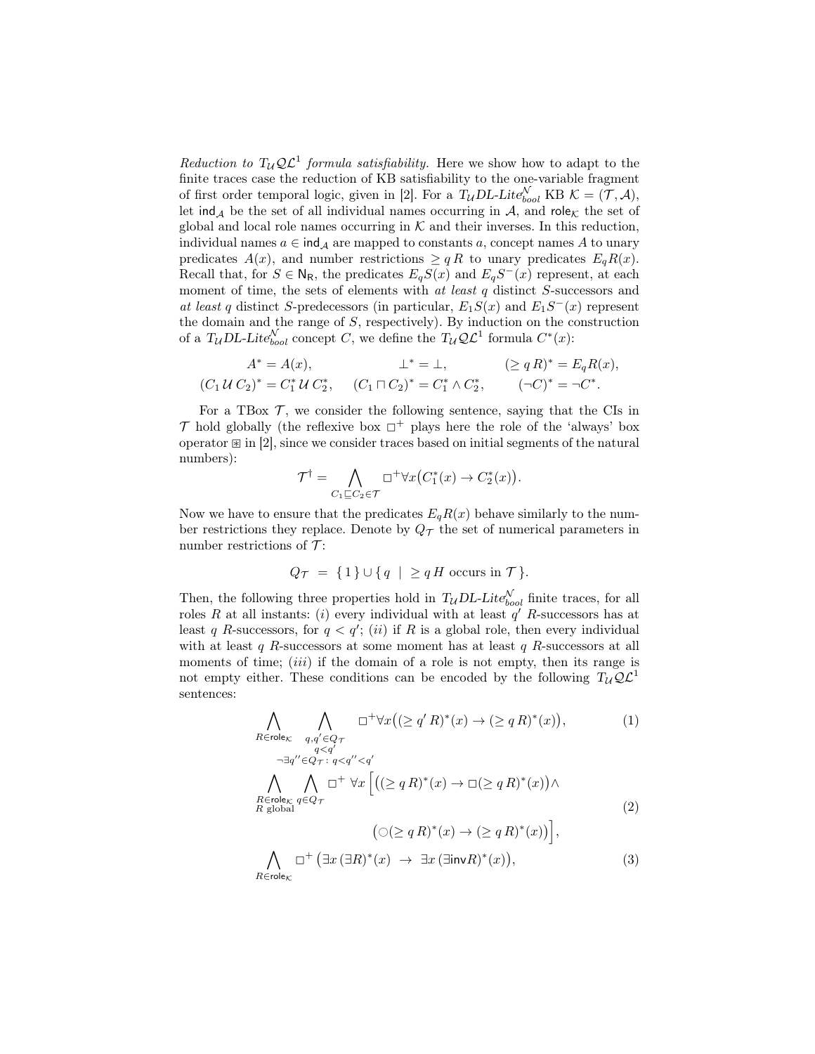*Reduction to $T_{\mathcal{U}}\mathcal{QL}^1$ formula satisfiability.* Here we show how to adapt to the finite traces case the reduction of KB satisfiability to the one-variable fragment of first order temporal logic, given in [2]. For a $T_{\mathcal{U}}DL\text{-}Lite^{\mathcal{N}}_{bool}$ KB $\mathcal{K} = (\mathcal{T}, \mathcal{A})$, let $\mathsf{ind}_{\mathcal{A}}$ be the set of all individual names occurring in $\mathcal{A}$, and $\mathsf{role}_{\mathcal{K}}$ the set of global and local role names occurring in $\mathcal{K}$ and their inverses. In this reduction, individual names $a \in \mathsf{ind}_{\mathcal{A}}$ are mapped to constants $a$, concept names $A$ to unary predicates $A(x)$, and number restrictions $\geq q\, R$ to unary predicates $E_q R(x)$. Recall that, for $S \in \mathsf{N_R}$, the predicates $E_q S(x)$ and $E_q S^-(x)$ represent, at each moment of time, the sets of elements with *at least* $q$ distinct $S$-successors and *at least* $q$ distinct $S$-predecessors (in particular, $E_1 S(x)$ and $E_1 S^-(x)$ represent the domain and the range of $S$, respectively). By induction on the construction of a $T_{\mathcal{U}}DL\text{-}Lite^{\mathcal{N}}_{bool}$ concept $C$, we define the $T_{\mathcal{U}}\mathcal{QL}^1$ formula $C^*(x)$:

$$A^* = A(x), \qquad \bot^* = \bot, \qquad (\geq q\, R)^* = E_q R(x),$$
$$(C_1 \,\mathcal{U}\, C_2)^* = C_1^* \,\mathcal{U}\, C_2^*, \qquad (C_1 \sqcap C_2)^* = C_1^* \land C_2^*, \qquad (\neg C)^* = \neg C^*.$$

For a TBox $\mathcal{T}$, we consider the following sentence, saying that the CIs in $\mathcal{T}$ hold globally (the reflexive box $\Box^+$ plays here the role of the 'always' box operator $\boxast$ in [2], since we consider traces based on initial segments of the natural numbers):

$$\mathcal{T}^\dagger = \bigwedge_{C_1 \sqsubseteq C_2 \in \mathcal{T}} \Box^+ \forall x \big(C_1^*(x) \to C_2^*(x)\big).$$

Now we have to ensure that the predicates $E_q R(x)$ behave similarly to the number restrictions they replace. Denote by $Q_{\mathcal{T}}$ the set of numerical parameters in number restrictions of $\mathcal{T}$:

$$Q_{\mathcal{T}} \;=\; \{\, 1 \,\} \cup \{\, q \;\mid\; \geq q\, H \text{ occurs in } \mathcal{T} \,\}.$$

Then, the following three properties hold in $T_{\mathcal{U}}DL\text{-}Lite^{\mathcal{N}}_{bool}$ finite traces, for all roles $R$ at all instants: $(i)$ every individual with at least $q'$ $R$-successors has at least $q$ $R$-successors, for $q < q'$; $(ii)$ if $R$ is a global role, then every individual with at least $q$ $R$-successors at some moment has at least $q$ $R$-successors at all moments of time; $(iii)$ if the domain of a role is not empty, then its range is not empty either. These conditions can be encoded by the following $T_{\mathcal{U}}\mathcal{QL}^1$ sentences:

$$\bigwedge_{R \in \mathsf{role}_{\mathcal{K}}} \; \bigwedge_{\substack{q, q' \in Q_{\mathcal{T}} \\ q < q' \\ \neg \exists q'' \in Q_{\mathcal{T}} :\, q < q'' < q'}} \Box^+ \forall x \big((\geq q'\, R)^*(x) \to (\geq q\, R)^*(x)\big), \tag{1}$$

$$\bigwedge_{\substack{R \in \mathsf{role}_{\mathcal{K}} \\ R \text{ global}}} \; \bigwedge_{q \in Q_{\mathcal{T}}} \Box^+ \; \forall x \Big[ \big((\geq q\, R)^*(x) \to \Box (\geq q\, R)^*(x)\big) \land \big(\bigcirc (\geq q\, R)^*(x) \to (\geq q\, R)^*(x)\big) \Big], \tag{2}$$

$$\bigwedge_{R \in \mathsf{role}_{\mathcal{K}}} \Box^+ \big(\exists x\, (\exists R)^*(x) \;\to\; \exists x\, (\exists \mathsf{inv} R)^*(x)\big), \tag{3}$$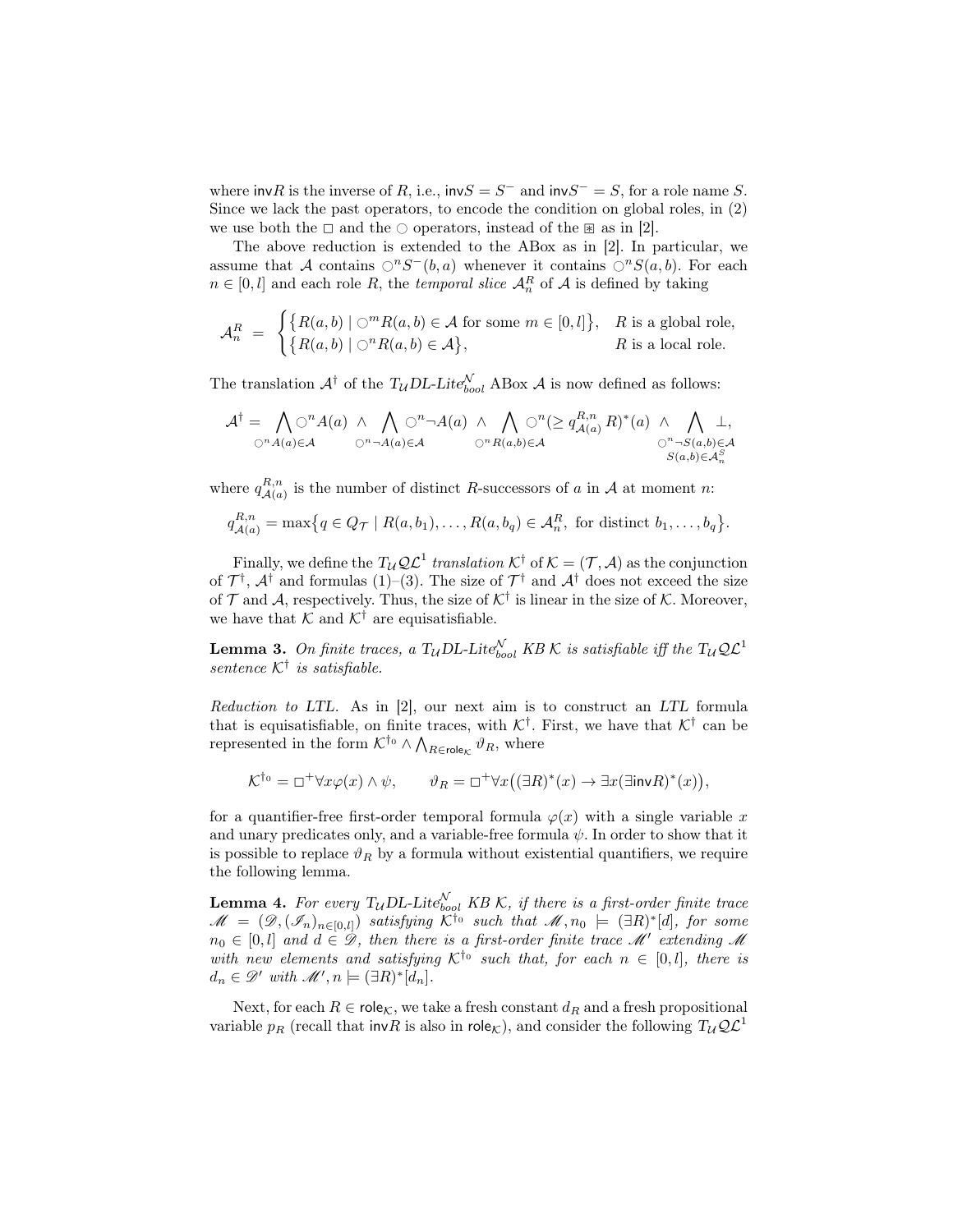where $\mathsf{inv}R$ is the inverse of $R$, i.e., $\mathsf{inv}S = S^-$ and $\mathsf{inv}S^- = S$, for a role name $S$. Since we lack the past operators, to encode the condition on global roles, in (2) we use both the $\Box$ and the $\bigcirc$ operators, instead of the $\boxast$ as in [2].

The above reduction is extended to the ABox as in [2]. In particular, we assume that $\mathcal{A}$ contains $\bigcirc^n S^-(b,a)$ whenever it contains $\bigcirc^n S(a,b)$. For each $n \in [0,l]$ and each role $R$, the *temporal slice* $\mathcal{A}^R_n$ of $\mathcal{A}$ is defined by taking

$$\mathcal{A}^R_n = \begin{cases} \{ R(a,b) \mid \bigcirc^m R(a,b) \in \mathcal{A} \text{ for some } m \in [0,l] \}, & R \text{ is a global role,} \\ \{ R(a,b) \mid \bigcirc^n R(a,b) \in \mathcal{A} \}, & R \text{ is a local role.} \end{cases}$$

The translation $\mathcal{A}^\dagger$ of the $T_\mathcal{U}$*DL-Lite*$^\mathcal{N}_{bool}$ ABox $\mathcal{A}$ is now defined as follows:

$$\mathcal{A}^\dagger = \bigwedge_{\bigcirc^n A(a) \in \mathcal{A}} \bigcirc^n A(a) \;\wedge \bigwedge_{\bigcirc^n \neg A(a) \in \mathcal{A}} \bigcirc^n \neg A(a) \;\wedge \bigwedge_{\bigcirc^n R(a,b) \in \mathcal{A}} \bigcirc^n (\geq q^{R,n}_{\mathcal{A}(a)} R)^*(a) \;\wedge \bigwedge_{\substack{\bigcirc^n \neg S(a,b) \in \mathcal{A} \\ S(a,b) \in \mathcal{A}^S_n}} \bot,$$

where $q^{R,n}_{\mathcal{A}(a)}$ is the number of distinct $R$-successors of $a$ in $\mathcal{A}$ at moment $n$:

$$q^{R,n}_{\mathcal{A}(a)} = \max\{ q \in Q_\mathcal{T} \mid R(a,b_1), \dots, R(a,b_q) \in \mathcal{A}^R_n, \text{ for distinct } b_1, \dots, b_q \}.$$

Finally, we define the $T_\mathcal{U}\mathcal{QL}^1$ *translation* $\mathcal{K}^\dagger$ of $\mathcal{K} = (\mathcal{T}, \mathcal{A})$ as the conjunction of $\mathcal{T}^\dagger$, $\mathcal{A}^\dagger$ and formulas (1)–(3). The size of $\mathcal{T}^\dagger$ and $\mathcal{A}^\dagger$ does not exceed the size of $\mathcal{T}$ and $\mathcal{A}$, respectively. Thus, the size of $\mathcal{K}^\dagger$ is linear in the size of $\mathcal{K}$. Moreover, we have that $\mathcal{K}$ and $\mathcal{K}^\dagger$ are equisatisfiable.

**Lemma 3.** *On finite traces, a* $T_\mathcal{U}$*DL-Lite*$^\mathcal{N}_{bool}$ *KB* $\mathcal{K}$ *is satisfiable iff the* $T_\mathcal{U}\mathcal{QL}^1$ *sentence* $\mathcal{K}^\dagger$ *is satisfiable.*

*Reduction to LTL.* As in [2], our next aim is to construct an *LTL* formula that is equisatisfiable, on finite traces, with $\mathcal{K}^\dagger$. First, we have that $\mathcal{K}^\dagger$ can be represented in the form $\mathcal{K}^{\dagger_0} \wedge \bigwedge_{R \in \mathsf{role}_\mathcal{K}} \vartheta_R$, where

$$\mathcal{K}^{\dagger_0} = \Box^+ \forall x \varphi(x) \wedge \psi, \qquad \vartheta_R = \Box^+ \forall x \big( (\exists R)^*(x) \to \exists x (\exists \mathsf{inv}R)^*(x) \big),$$

for a quantifier-free first-order temporal formula $\varphi(x)$ with a single variable $x$ and unary predicates only, and a variable-free formula $\psi$. In order to show that it is possible to replace $\vartheta_R$ by a formula without existential quantifiers, we require the following lemma.

**Lemma 4.** *For every* $T_\mathcal{U}$*DL-Lite*$^\mathcal{N}_{bool}$ *KB* $\mathcal{K}$*, if there is a first-order finite trace* $\mathscr{M} = (\mathscr{D}, (\mathscr{I}_n)_{n \in [0,l]})$ *satisfying* $\mathcal{K}^{\dagger_0}$ *such that* $\mathscr{M}, n_0 \models (\exists R)^*[d]$*, for some* $n_0 \in [0,l]$ *and* $d \in \mathscr{D}$*, then there is a first-order finite trace* $\mathscr{M}'$ *extending* $\mathscr{M}$ *with new elements and satisfying* $\mathcal{K}^{\dagger_0}$ *such that, for each* $n \in [0,l]$*, there is* $d_n \in \mathscr{D}'$ *with* $\mathscr{M}', n \models (\exists R)^*[d_n]$*.*

Next, for each $R \in \mathsf{role}_\mathcal{K}$, we take a fresh constant $d_R$ and a fresh propositional variable $p_R$ (recall that $\mathsf{inv}R$ is also in $\mathsf{role}_\mathcal{K}$), and consider the following $T_\mathcal{U}\mathcal{QL}^1$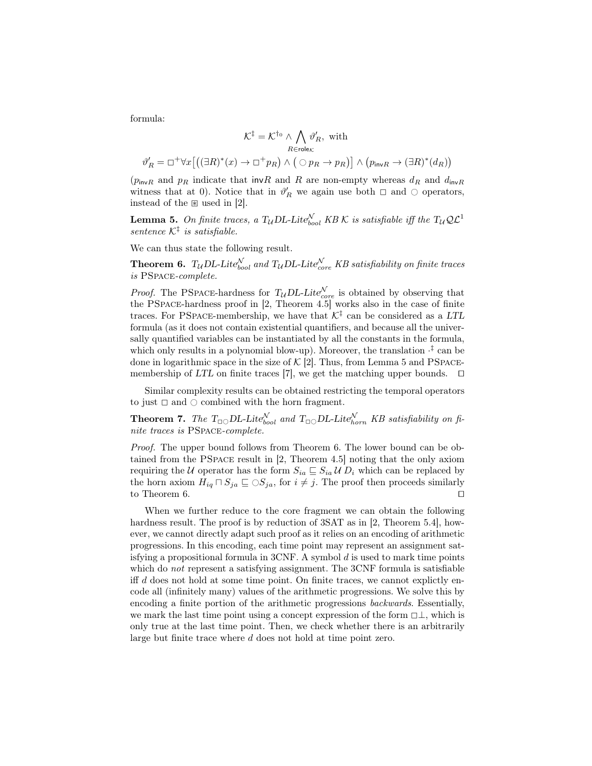formula:

$$\mathcal{K}^{\ddagger} = \mathcal{K}^{\dagger_0} \wedge \bigwedge_{R \in \mathsf{role}_{\mathcal{K}}} \vartheta'_R, \text{ with}$$

$$\vartheta'_R = \Box^{+} \forall x \big[ \big( (\exists R)^{*}(x) \rightarrow \Box^{+} p_R \big) \wedge \big( \bigcirc p_R \rightarrow p_R \big) \big] \wedge \big( p_{\mathsf{inv}R} \rightarrow (\exists R)^{*}(d_R) \big)$$

($p_{\mathsf{inv}R}$ and $p_R$ indicate that $\mathsf{inv}R$ and $R$ are non-empty whereas $d_R$ and $d_{\mathsf{inv}R}$ witness that at 0). Notice that in $\vartheta'_R$ we again use both $\Box$ and $\bigcirc$ operators, instead of the $\boxplus$ used in [2].

**Lemma 5.** *On finite traces, a $T_{\mathcal{U}}$DL-Lite$^{\mathcal{N}}_{bool}$ KB $\mathcal{K}$ is satisfiable iff the $T_{\mathcal{U}}\mathcal{QL}^1$ sentence $\mathcal{K}^{\ddagger}$ is satisfiable.*

We can thus state the following result.

**Theorem 6.** *$T_{\mathcal{U}}$DL-Lite$^{\mathcal{N}}_{bool}$ and $T_{\mathcal{U}}$DL-Lite$^{\mathcal{N}}_{core}$ KB satisfiability on finite traces is* PSPACE*-complete.*

*Proof.* The PSPACE-hardness for $T_{\mathcal{U}}$DL-Lite$^{\mathcal{N}}_{core}$ is obtained by observing that the PSPACE-hardness proof in [2, Theorem 4.5] works also in the case of finite traces. For PSPACE-membership, we have that $\mathcal{K}^{\ddagger}$ can be considered as a *LTL* formula (as it does not contain existential quantifiers, and because all the universally quantified variables can be instantiated by all the constants in the formula, which only results in a polynomial blow-up). Moreover, the translation $\cdot^{\ddagger}$ can be done in logarithmic space in the size of $\mathcal{K}$ [2]. Thus, from Lemma 5 and PSPACE-membership of *LTL* on finite traces [7], we get the matching upper bounds. $\Box$

Similar complexity results can be obtained restricting the temporal operators to just $\Box$ and $\bigcirc$ combined with the horn fragment.

**Theorem 7.** *The $T_{\Box\bigcirc}$DL-Lite$^{\mathcal{N}}_{bool}$ and $T_{\Box\bigcirc}$DL-Lite$^{\mathcal{N}}_{horn}$ KB satisfiability on finite traces is* PSPACE*-complete.*

*Proof.* The upper bound follows from Theorem 6. The lower bound can be obtained from the PSPACE result in [2, Theorem 4.5] noting that the only axiom requiring the $\mathcal{U}$ operator has the form $S_{ia} \sqsubseteq S_{ia} \,\mathcal{U}\, D_i$ which can be replaced by the horn axiom $H_{iq} \sqcap S_{ja} \sqsubseteq \bigcirc S_{ja}$, for $i \neq j$. The proof then proceeds similarly to Theorem 6. $\Box$

When we further reduce to the core fragment we can obtain the following hardness result. The proof is by reduction of 3SAT as in [2, Theorem 5.4], however, we cannot directly adapt such proof as it relies on an encoding of arithmetic progressions. In this encoding, each time point may represent an assignment satisfying a propositional formula in 3CNF. A symbol $d$ is used to mark time points which do *not* represent a satisfying assignment. The 3CNF formula is satisfiable iff $d$ does not hold at some time point. On finite traces, we cannot explictly encode all (infinitely many) values of the arithmetic progressions. We solve this by encoding a finite portion of the arithmetic progressions *backwards*. Essentially, we mark the last time point using a concept expression of the form $\Box\bot$, which is only true at the last time point. Then, we check whether there is an arbitrarily large but finite trace where $d$ does not hold at time point zero.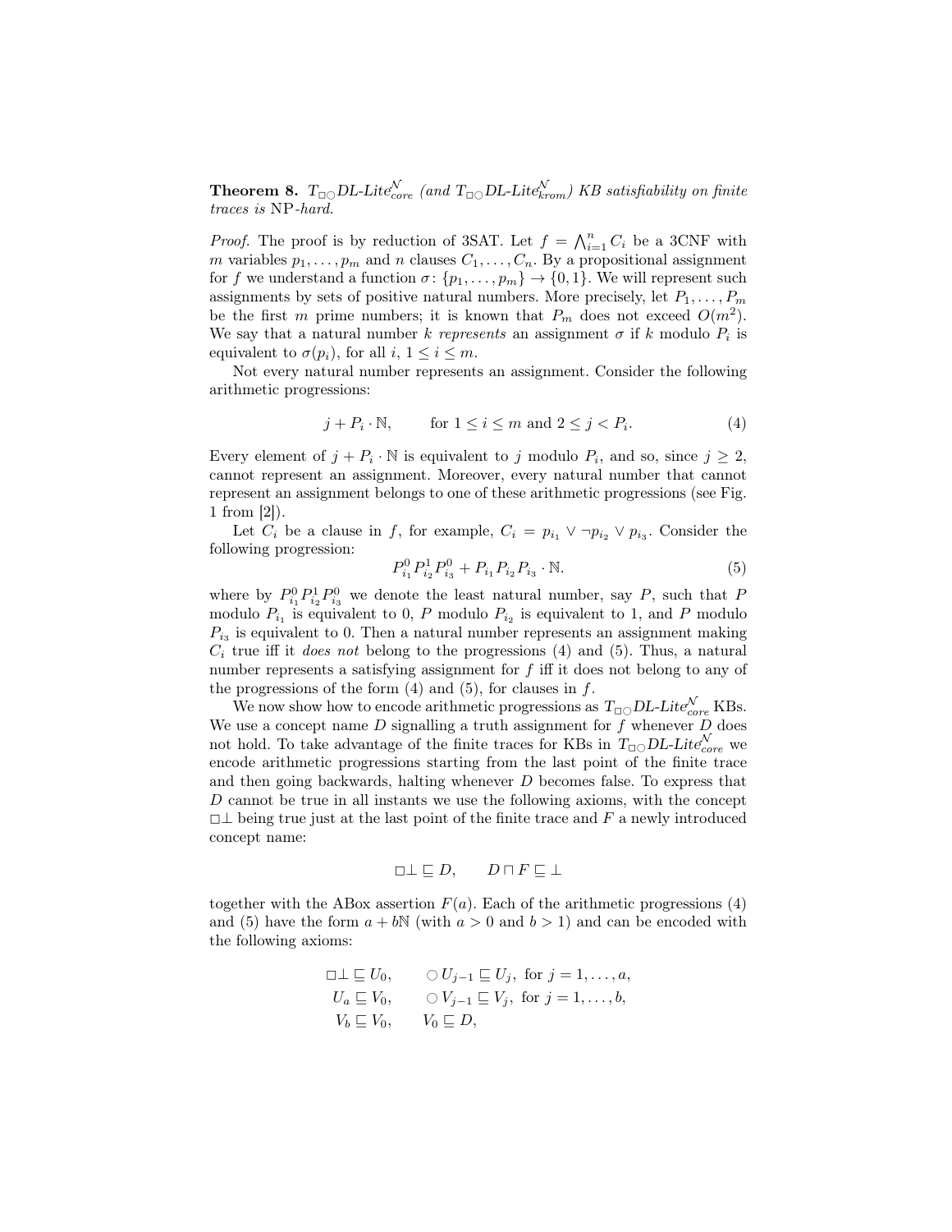**Theorem 8.** *$T_{\Box\bigcirc}$DL-Lite$^{\mathcal{N}}_{core}$ (and $T_{\Box\bigcirc}$DL-Lite$^{\mathcal{N}}_{krom}$) KB satisfiability on finite traces is* NP*-hard.*

*Proof.* The proof is by reduction of 3SAT. Let $f = \bigwedge_{i=1}^{n} C_i$ be a 3CNF with $m$ variables $p_1, \dots, p_m$ and $n$ clauses $C_1, \dots, C_n$. By a propositional assignment for $f$ we understand a function $\sigma \colon \{p_1, \dots, p_m\} \to \{0, 1\}$. We will represent such assignments by sets of positive natural numbers. More precisely, let $P_1, \dots, P_m$ be the first $m$ prime numbers; it is known that $P_m$ does not exceed $O(m^2)$. We say that a natural number $k$ *represents* an assignment $\sigma$ if $k$ modulo $P_i$ is equivalent to $\sigma(p_i)$, for all $i$, $1 \le i \le m$.

Not every natural number represents an assignment. Consider the following arithmetic progressions:

$$j + P_i \cdot \mathbb{N}, \qquad \text{for } 1 \le i \le m \text{ and } 2 \le j < P_i. \tag{4}$$

Every element of $j + P_i \cdot \mathbb{N}$ is equivalent to $j$ modulo $P_i$, and so, since $j \ge 2$, cannot represent an assignment. Moreover, every natural number that cannot represent an assignment belongs to one of these arithmetic progressions (see Fig. 1 from [2]).

Let $C_i$ be a clause in $f$, for example, $C_i = p_{i_1} \lor \neg p_{i_2} \lor p_{i_3}$. Consider the following progression:

$$P^0_{i_1} P^1_{i_2} P^0_{i_3} + P_{i_1} P_{i_2} P_{i_3} \cdot \mathbb{N}. \tag{5}$$

where by $P^0_{i_1} P^1_{i_2} P^0_{i_3}$ we denote the least natural number, say $P$, such that $P$ modulo $P_{i_1}$ is equivalent to 0, $P$ modulo $P_{i_2}$ is equivalent to 1, and $P$ modulo $P_{i_3}$ is equivalent to 0. Then a natural number represents an assignment making $C_i$ true iff it *does not* belong to the progressions (4) and (5). Thus, a natural number represents a satisfying assignment for $f$ iff it does not belong to any of the progressions of the form (4) and (5), for clauses in $f$.

We now show how to encode arithmetic progressions as $T_{\Box\bigcirc}$DL-Lite$^{\mathcal{N}}_{core}$ KBs. We use a concept name $D$ signalling a truth assignment for $f$ whenever $D$ does not hold. To take advantage of the finite traces for KBs in $T_{\Box\bigcirc}$DL-Lite$^{\mathcal{N}}_{core}$ we encode arithmetic progressions starting from the last point of the finite trace and then going backwards, halting whenever $D$ becomes false. To express that $D$ cannot be true in all instants we use the following axioms, with the concept $\Box\bot$ being true just at the last point of the finite trace and $F$ a newly introduced concept name:

$$\Box\bot \sqsubseteq D, \qquad D \sqcap F \sqsubseteq \bot$$

together with the ABox assertion $F(a)$. Each of the arithmetic progressions (4) and (5) have the form $a + b\mathbb{N}$ (with $a > 0$ and $b > 1$) and can be encoded with the following axioms:

$$\begin{aligned}
&\Box\bot \sqsubseteq U_0, && \bigcirc U_{j-1} \sqsubseteq U_j, \ \text{for } j = 1, \dots, a,\\
&U_a \sqsubseteq V_0, && \bigcirc V_{j-1} \sqsubseteq V_j, \ \text{for } j = 1, \dots, b,\\
&V_b \sqsubseteq V_0, && V_0 \sqsubseteq D,
\end{aligned}$$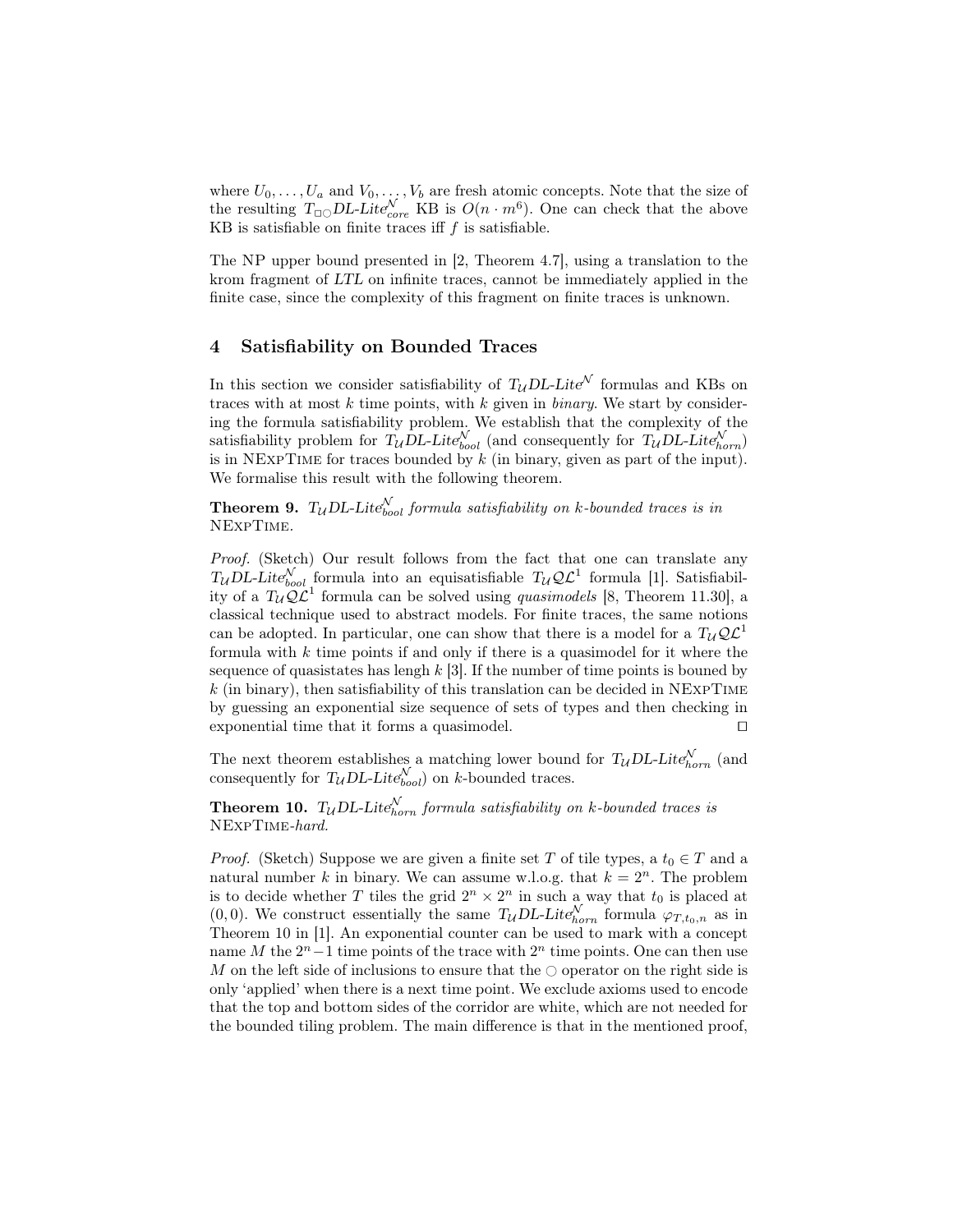where $U_0, \ldots, U_a$ and $V_0, \ldots, V_b$ are fresh atomic concepts. Note that the size of the resulting $T_{\Box\bigcirc}$*DL-Lite*$^{\mathcal{N}}_{core}$ KB is $O(n \cdot m^6)$. One can check that the above KB is satisfiable on finite traces iff $f$ is satisfiable.

The NP upper bound presented in [2, Theorem 4.7], using a translation to the krom fragment of *LTL* on infinite traces, cannot be immediately applied in the finite case, since the complexity of this fragment on finite traces is unknown.

## 4 Satisfiability on Bounded Traces

In this section we consider satisfiability of $T_{\mathcal{U}}$*DL-Lite*$^{\mathcal{N}}$ formulas and KBs on traces with at most $k$ time points, with $k$ given in *binary*. We start by considering the formula satisfiability problem. We establish that the complexity of the satisfiability problem for $T_{\mathcal{U}}$*DL-Lite*$^{\mathcal{N}}_{bool}$ (and consequently for $T_{\mathcal{U}}$*DL-Lite*$^{\mathcal{N}}_{horn}$) is in NExpTime for traces bounded by $k$ (in binary, given as part of the input). We formalise this result with the following theorem.

**Theorem 9.** *$T_{\mathcal{U}}$DL-Lite$^{\mathcal{N}}_{bool}$ formula satisfiability on $k$-bounded traces is in* NExpTime.

*Proof.* (Sketch) Our result follows from the fact that one can translate any $T_{\mathcal{U}}$*DL-Lite*$^{\mathcal{N}}_{bool}$ formula into an equisatisfiable $T_{\mathcal{U}}\mathcal{QL}^1$ formula [1]. Satisfiability of a $T_{\mathcal{U}}\mathcal{QL}^1$ formula can be solved using *quasimodels* [8, Theorem 11.30], a classical technique used to abstract models. For finite traces, the same notions can be adopted. In particular, one can show that there is a model for a $T_{\mathcal{U}}\mathcal{QL}^1$ formula with $k$ time points if and only if there is a quasimodel for it where the sequence of quasistates has lengh $k$ [3]. If the number of time points is bouned by $k$ (in binary), then satisfiability of this translation can be decided in NExpTime by guessing an exponential size sequence of sets of types and then checking in exponential time that it forms a quasimodel. ◻

The next theorem establishes a matching lower bound for $T_{\mathcal{U}}$*DL-Lite*$^{\mathcal{N}}_{horn}$ (and consequently for $T_{\mathcal{U}}$*DL-Lite*$^{\mathcal{N}}_{bool}$) on $k$-bounded traces.

**Theorem 10.** *$T_{\mathcal{U}}$DL-Lite$^{\mathcal{N}}_{horn}$ formula satisfiability on $k$-bounded traces is* NExpTime*-hard.*

*Proof.* (Sketch) Suppose we are given a finite set $T$ of tile types, a $t_0 \in T$ and a natural number $k$ in binary. We can assume w.l.o.g. that $k = 2^n$. The problem is to decide whether $T$ tiles the grid $2^n \times 2^n$ in such a way that $t_0$ is placed at $(0, 0)$. We construct essentially the same $T_{\mathcal{U}}$*DL-Lite*$^{\mathcal{N}}_{horn}$ formula $\varphi_{T,t_0,n}$ as in Theorem 10 in [1]. An exponential counter can be used to mark with a concept name $M$ the $2^n - 1$ time points of the trace with $2^n$ time points. One can then use $M$ on the left side of inclusions to ensure that the $\bigcirc$ operator on the right side is only 'applied' when there is a next time point. We exclude axioms used to encode that the top and bottom sides of the corridor are white, which are not needed for the bounded tiling problem. The main difference is that in the mentioned proof,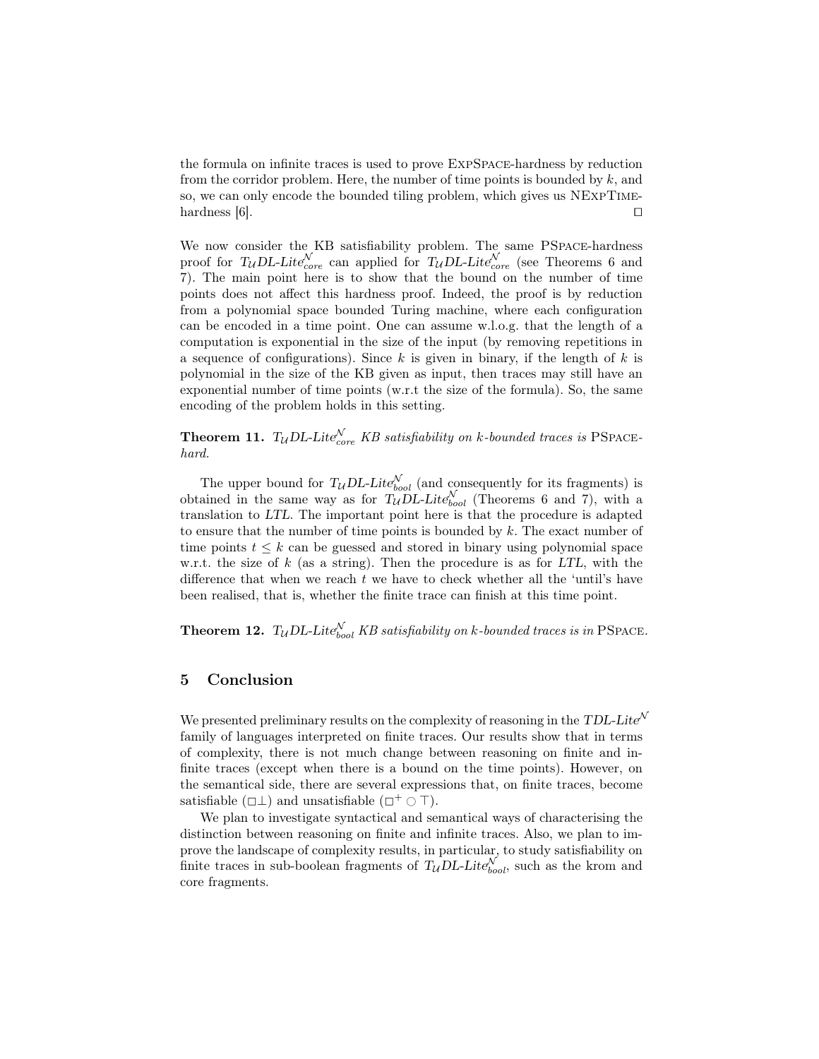the formula on infinite traces is used to prove ExpSpace-hardness by reduction from the corridor problem. Here, the number of time points is bounded by $k$, and so, we can only encode the bounded tiling problem, which gives us NExpTime-hardness [6]. $\square$

We now consider the KB satisfiability problem. The same PSpace-hardness proof for $T_{\mathcal{U}}DL\text{-}Lite^{\mathcal{N}}_{core}$ can applied for $T_{\mathcal{U}}DL\text{-}Lite^{\mathcal{N}}_{core}$ (see Theorems 6 and 7). The main point here is to show that the bound on the number of time points does not affect this hardness proof. Indeed, the proof is by reduction from a polynomial space bounded Turing machine, where each configuration can be encoded in a time point. One can assume w.l.o.g. that the length of a computation is exponential in the size of the input (by removing repetitions in a sequence of configurations). Since $k$ is given in binary, if the length of $k$ is polynomial in the size of the KB given as input, then traces may still have an exponential number of time points (w.r.t the size of the formula). So, the same encoding of the problem holds in this setting.

**Theorem 11.** *$T_{\mathcal{U}}DL\text{-}Lite^{\mathcal{N}}_{core}$ KB satisfiability on $k$-bounded traces is* PSpace-*hard.*

The upper bound for $T_{\mathcal{U}}DL\text{-}Lite^{\mathcal{N}}_{bool}$ (and consequently for its fragments) is obtained in the same way as for $T_{\mathcal{U}}DL\text{-}Lite^{\mathcal{N}}_{bool}$ (Theorems 6 and 7), with a translation to *LTL*. The important point here is that the procedure is adapted to ensure that the number of time points is bounded by $k$. The exact number of time points $t \leq k$ can be guessed and stored in binary using polynomial space w.r.t. the size of $k$ (as a string). Then the procedure is as for *LTL*, with the difference that when we reach $t$ we have to check whether all the 'until's have been realised, that is, whether the finite trace can finish at this time point.

**Theorem 12.** *$T_{\mathcal{U}}DL\text{-}Lite^{\mathcal{N}}_{bool}$ KB satisfiability on $k$-bounded traces is in* PSpace.

## 5 Conclusion

We presented preliminary results on the complexity of reasoning in the $TDL\text{-}Lite^{\mathcal{N}}$ family of languages interpreted on finite traces. Our results show that in terms of complexity, there is not much change between reasoning on finite and infinite traces (except when there is a bound on the time points). However, on the semantical side, there are several expressions that, on finite traces, become satisfiable ($\Box\bot$) and unsatisfiable ($\Box^{+} \bigcirc \top$).

We plan to investigate syntactical and semantical ways of characterising the distinction between reasoning on finite and infinite traces. Also, we plan to improve the landscape of complexity results, in particular, to study satisfiability on finite traces in sub-boolean fragments of $T_{\mathcal{U}}DL\text{-}Lite^{\mathcal{N}}_{bool}$, such as the krom and core fragments.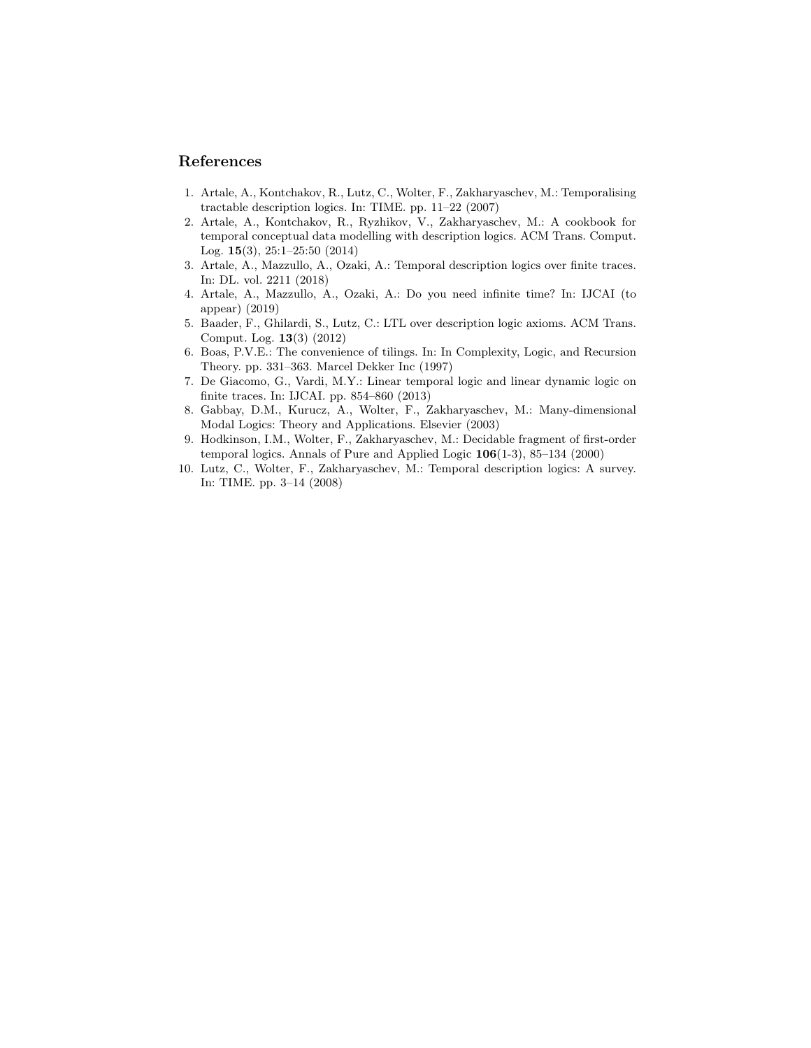## References

1. Artale, A., Kontchakov, R., Lutz, C., Wolter, F., Zakharyaschev, M.: Temporalising tractable description logics. In: TIME. pp. 11–22 (2007)
2. Artale, A., Kontchakov, R., Ryzhikov, V., Zakharyaschev, M.: A cookbook for temporal conceptual data modelling with description logics. ACM Trans. Comput. Log. **15**(3), 25:1–25:50 (2014)
3. Artale, A., Mazzullo, A., Ozaki, A.: Temporal description logics over finite traces. In: DL. vol. 2211 (2018)
4. Artale, A., Mazzullo, A., Ozaki, A.: Do you need infinite time? In: IJCAI (to appear) (2019)
5. Baader, F., Ghilardi, S., Lutz, C.: LTL over description logic axioms. ACM Trans. Comput. Log. **13**(3) (2012)
6. Boas, P.V.E.: The convenience of tilings. In: In Complexity, Logic, and Recursion Theory. pp. 331–363. Marcel Dekker Inc (1997)
7. De Giacomo, G., Vardi, M.Y.: Linear temporal logic and linear dynamic logic on finite traces. In: IJCAI. pp. 854–860 (2013)
8. Gabbay, D.M., Kurucz, A., Wolter, F., Zakharyaschev, M.: Many-dimensional Modal Logics: Theory and Applications. Elsevier (2003)
9. Hodkinson, I.M., Wolter, F., Zakharyaschev, M.: Decidable fragment of first-order temporal logics. Annals of Pure and Applied Logic **106**(1-3), 85–134 (2000)
10. Lutz, C., Wolter, F., Zakharyaschev, M.: Temporal description logics: A survey. In: TIME. pp. 3–14 (2008)